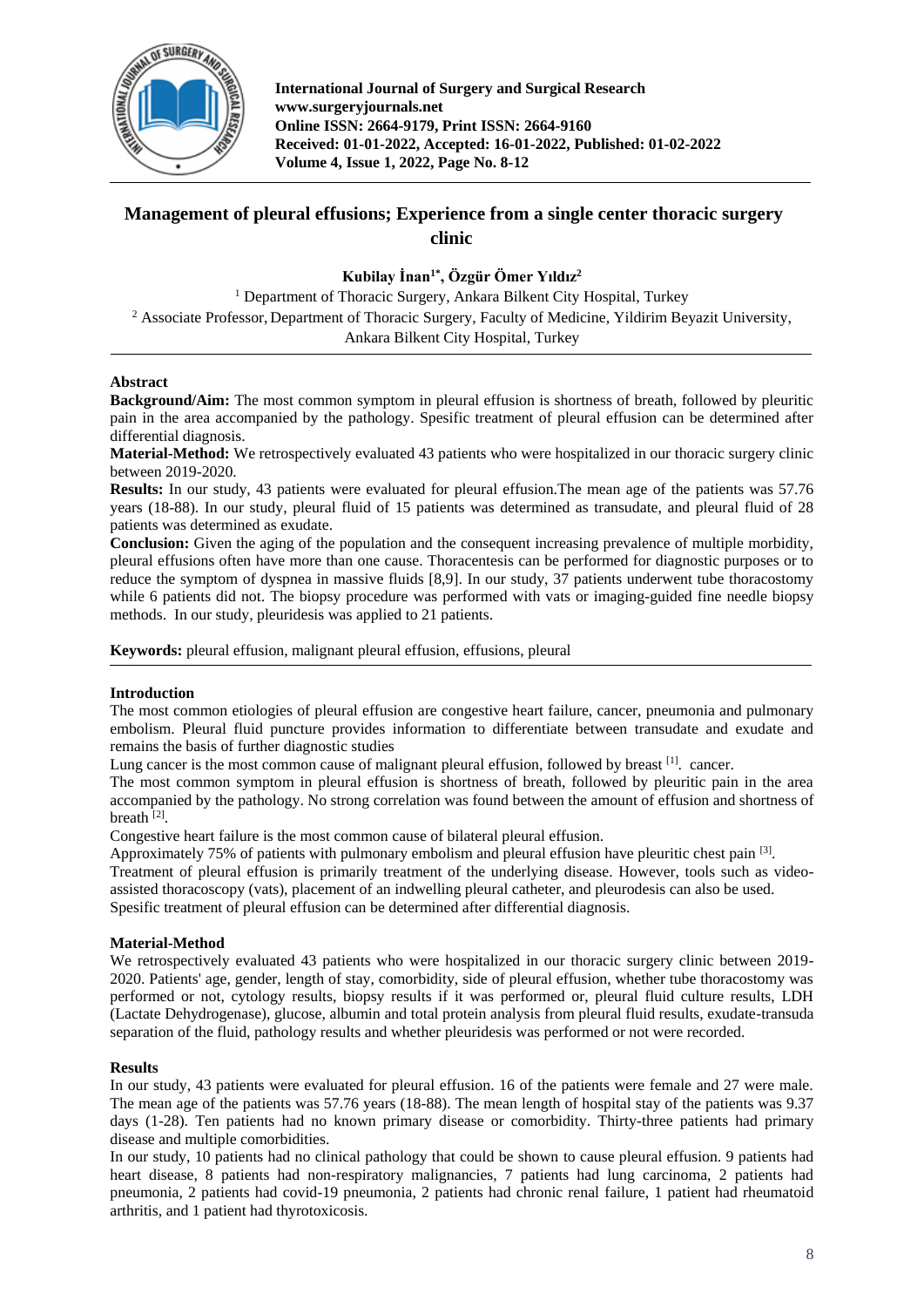International Journal of Surgery and Surgical Research
www.surgeryjournals.net
Online ISSN: 2664-9179, Print ISSN: 2664-9160
Received: 01-01-2022, Accepted: 16-01-2022, Published: 01-02-2022
Volume 4, Issue 1, 2022, Page No. 8-12

# Management of pleural effusions; Experience from a single center thoracic surgery clinic

**Kubilay İnan[1*], Özgür Ömer Yıldız[2]**

[1] Department of Thoracic Surgery, Ankara Bilkent City Hospital, Turkey
[2] Associate Professor, Department of Thoracic Surgery, Faculty of Medicine, Yildirim Beyazit University, Ankara Bilkent City Hospital, Turkey

## Abstract

**Background/Aim:** The most common symptom in pleural effusion is shortness of breath, followed by pleuritic pain in the area accompanied by the pathology. Spesific treatment of pleural effusion can be determined after differential diagnosis.

**Material-Method:** We retrospectively evaluated 43 patients who were hospitalized in our thoracic surgery clinic between 2019-2020.

**Results:** In our study, 43 patients were evaluated for pleural effusion.The mean age of the patients was 57.76 years (18-88). In our study, pleural fluid of 15 patients was determined as transudate, and pleural fluid of 28 patients was determined as exudate.

**Conclusion:** Given the aging of the population and the consequent increasing prevalence of multiple morbidity, pleural effusions often have more than one cause. Thoracentesis can be performed for diagnostic purposes or to reduce the symptom of dyspnea in massive fluids [8,9]. In our study, 37 patients underwent tube thoracostomy while 6 patients did not. The biopsy procedure was performed with vats or imaging-guided fine needle biopsy methods. In our study, pleuridesis was applied to 21 patients.

**Keywords:** pleural effusion, malignant pleural effusion, effusions, pleural

## Introduction

The most common etiologies of pleural effusion are congestive heart failure, cancer, pneumonia and pulmonary embolism. Pleural fluid puncture provides information to differentiate between transudate and exudate and remains the basis of further diagnostic studies

Lung cancer is the most common cause of malignant pleural effusion, followed by breast [1]. cancer.

The most common symptom in pleural effusion is shortness of breath, followed by pleuritic pain in the area accompanied by the pathology. No strong correlation was found between the amount of effusion and shortness of breath [2].

Congestive heart failure is the most common cause of bilateral pleural effusion.

Approximately 75% of patients with pulmonary embolism and pleural effusion have pleuritic chest pain [3].

Treatment of pleural effusion is primarily treatment of the underlying disease. However, tools such as video-assisted thoracoscopy (vats), placement of an indwelling pleural catheter, and pleurodesis can also be used.

Spesific treatment of pleural effusion can be determined after differential diagnosis.

## Material-Method

We retrospectively evaluated 43 patients who were hospitalized in our thoracic surgery clinic between 2019-2020. Patients' age, gender, length of stay, comorbidity, side of pleural effusion, whether tube thoracostomy was performed or not, cytology results, biopsy results if it was performed or, pleural fluid culture results, LDH (Lactate Dehydrogenase), glucose, albumin and total protein analysis from pleural fluid results, exudate-transuda separation of the fluid, pathology results and whether pleuridesis was performed or not were recorded.

## Results

In our study, 43 patients were evaluated for pleural effusion. 16 of the patients were female and 27 were male. The mean age of the patients was 57.76 years (18-88). The mean length of hospital stay of the patients was 9.37 days (1-28). Ten patients had no known primary disease or comorbidity. Thirty-three patients had primary disease and multiple comorbidities.

In our study, 10 patients had no clinical pathology that could be shown to cause pleural effusion. 9 patients had heart disease, 8 patients had non-respiratory malignancies, 7 patients had lung carcinoma, 2 patients had pneumonia, 2 patients had covid-19 pneumonia, 2 patients had chronic renal failure, 1 patient had rheumatoid arthritis, and 1 patient had thyrotoxicosis.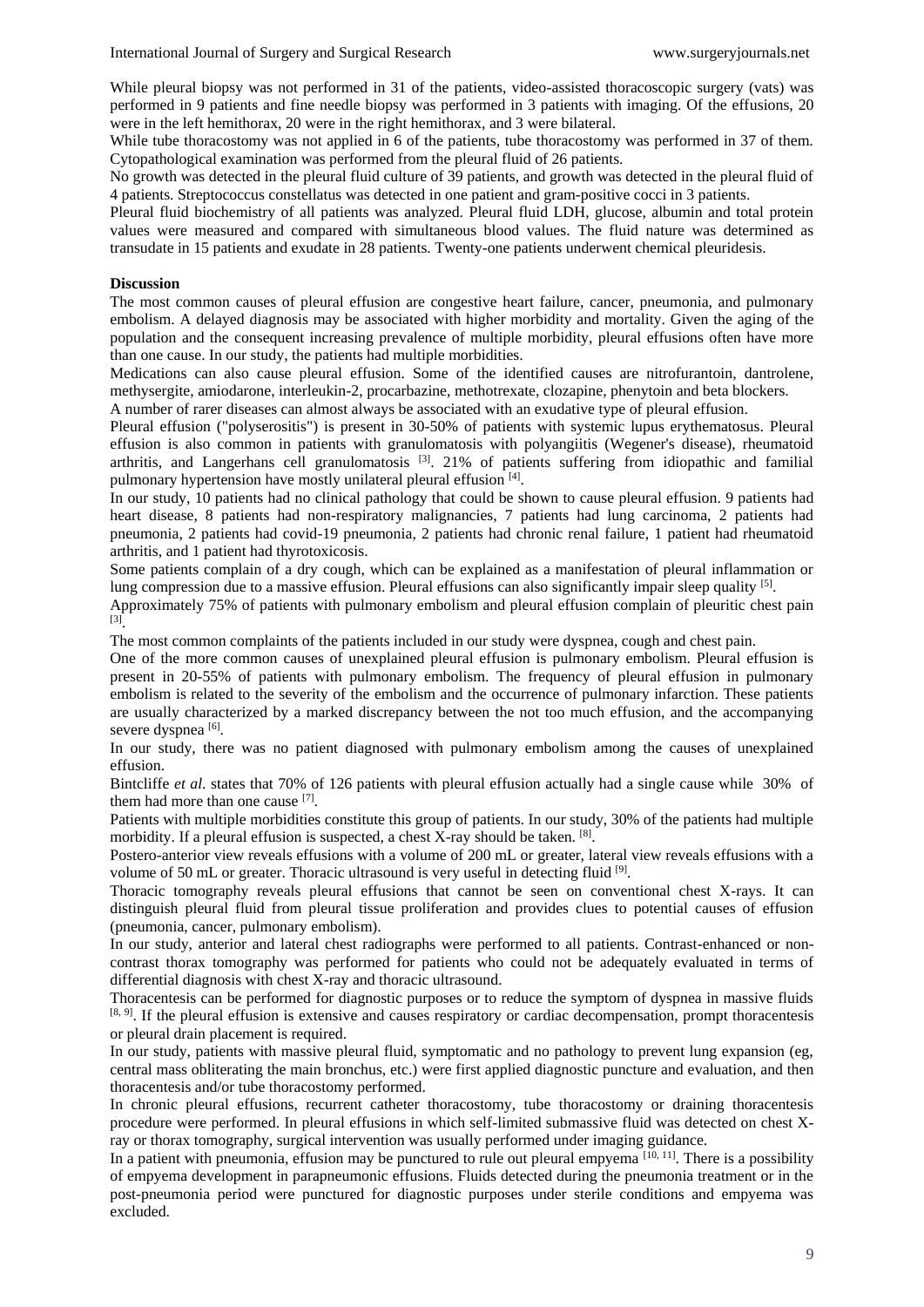While pleural biopsy was not performed in 31 of the patients, video-assisted thoracoscopic surgery (vats) was performed in 9 patients and fine needle biopsy was performed in 3 patients with imaging. Of the effusions, 20 were in the left hemithorax, 20 were in the right hemithorax, and 3 were bilateral.

While tube thoracostomy was not applied in 6 of the patients, tube thoracostomy was performed in 37 of them. Cytopathological examination was performed from the pleural fluid of 26 patients.

No growth was detected in the pleural fluid culture of 39 patients, and growth was detected in the pleural fluid of 4 patients. Streptococcus constellatus was detected in one patient and gram-positive cocci in 3 patients.

Pleural fluid biochemistry of all patients was analyzed. Pleural fluid LDH, glucose, albumin and total protein values were measured and compared with simultaneous blood values. The fluid nature was determined as transudate in 15 patients and exudate in 28 patients. Twenty-one patients underwent chemical pleuridesis.

## Discussion

The most common causes of pleural effusion are congestive heart failure, cancer, pneumonia, and pulmonary embolism. A delayed diagnosis may be associated with higher morbidity and mortality. Given the aging of the population and the consequent increasing prevalence of multiple morbidity, pleural effusions often have more than one cause. In our study, the patients had multiple morbidities.

Medications can also cause pleural effusion. Some of the identified causes are nitrofurantoin, dantrolene, methysergite, amiodarone, interleukin-2, procarbazine, methotrexate, clozapine, phenytoin and beta blockers.

A number of rarer diseases can almost always be associated with an exudative type of pleural effusion.

Pleural effusion ("polyserositis") is present in 30-50% of patients with systemic lupus erythematosus. Pleural effusion is also common in patients with granulomatosis with polyangiitis (Wegener's disease), rheumatoid arthritis, and Langerhans cell granulomatosis [3]. 21% of patients suffering from idiopathic and familial pulmonary hypertension have mostly unilateral pleural effusion [4].

In our study, 10 patients had no clinical pathology that could be shown to cause pleural effusion. 9 patients had heart disease, 8 patients had non-respiratory malignancies, 7 patients had lung carcinoma, 2 patients had pneumonia, 2 patients had covid-19 pneumonia, 2 patients had chronic renal failure, 1 patient had rheumatoid arthritis, and 1 patient had thyrotoxicosis.

Some patients complain of a dry cough, which can be explained as a manifestation of pleural inflammation or lung compression due to a massive effusion. Pleural effusions can also significantly impair sleep quality [5].

Approximately 75% of patients with pulmonary embolism and pleural effusion complain of pleuritic chest pain [3].

The most common complaints of the patients included in our study were dyspnea, cough and chest pain.

One of the more common causes of unexplained pleural effusion is pulmonary embolism. Pleural effusion is present in 20-55% of patients with pulmonary embolism. The frequency of pleural effusion in pulmonary embolism is related to the severity of the embolism and the occurrence of pulmonary infarction. These patients are usually characterized by a marked discrepancy between the not too much effusion, and the accompanying severe dyspnea [6].

In our study, there was no patient diagnosed with pulmonary embolism among the causes of unexplained effusion.

Bintcliffe *et al.* states that 70% of 126 patients with pleural effusion actually had a single cause while 30% of them had more than one cause [7].

Patients with multiple morbidities constitute this group of patients. In our study, 30% of the patients had multiple morbidity. If a pleural effusion is suspected, a chest X-ray should be taken. [8].

Postero-anterior view reveals effusions with a volume of 200 mL or greater, lateral view reveals effusions with a volume of 50 mL or greater. Thoracic ultrasound is very useful in detecting fluid [9].

Thoracic tomography reveals pleural effusions that cannot be seen on conventional chest X-rays. It can distinguish pleural fluid from pleural tissue proliferation and provides clues to potential causes of effusion (pneumonia, cancer, pulmonary embolism).

In our study, anterior and lateral chest radiographs were performed to all patients. Contrast-enhanced or non-contrast thorax tomography was performed for patients who could not be adequately evaluated in terms of differential diagnosis with chest X-ray and thoracic ultrasound.

Thoracentesis can be performed for diagnostic purposes or to reduce the symptom of dyspnea in massive fluids [8, 9]. If the pleural effusion is extensive and causes respiratory or cardiac decompensation, prompt thoracentesis or pleural drain placement is required.

In our study, patients with massive pleural fluid, symptomatic and no pathology to prevent lung expansion (eg, central mass obliterating the main bronchus, etc.) were first applied diagnostic puncture and evaluation, and then thoracentesis and/or tube thoracostomy performed.

In chronic pleural effusions, recurrent catheter thoracostomy, tube thoracostomy or draining thoracentesis procedure were performed. In pleural effusions in which self-limited submassive fluid was detected on chest X-ray or thorax tomography, surgical intervention was usually performed under imaging guidance.

In a patient with pneumonia, effusion may be punctured to rule out pleural empyema [10, 11]. There is a possibility of empyema development in parapneumonic effusions. Fluids detected during the pneumonia treatment or in the post-pneumonia period were punctured for diagnostic purposes under sterile conditions and empyema was excluded.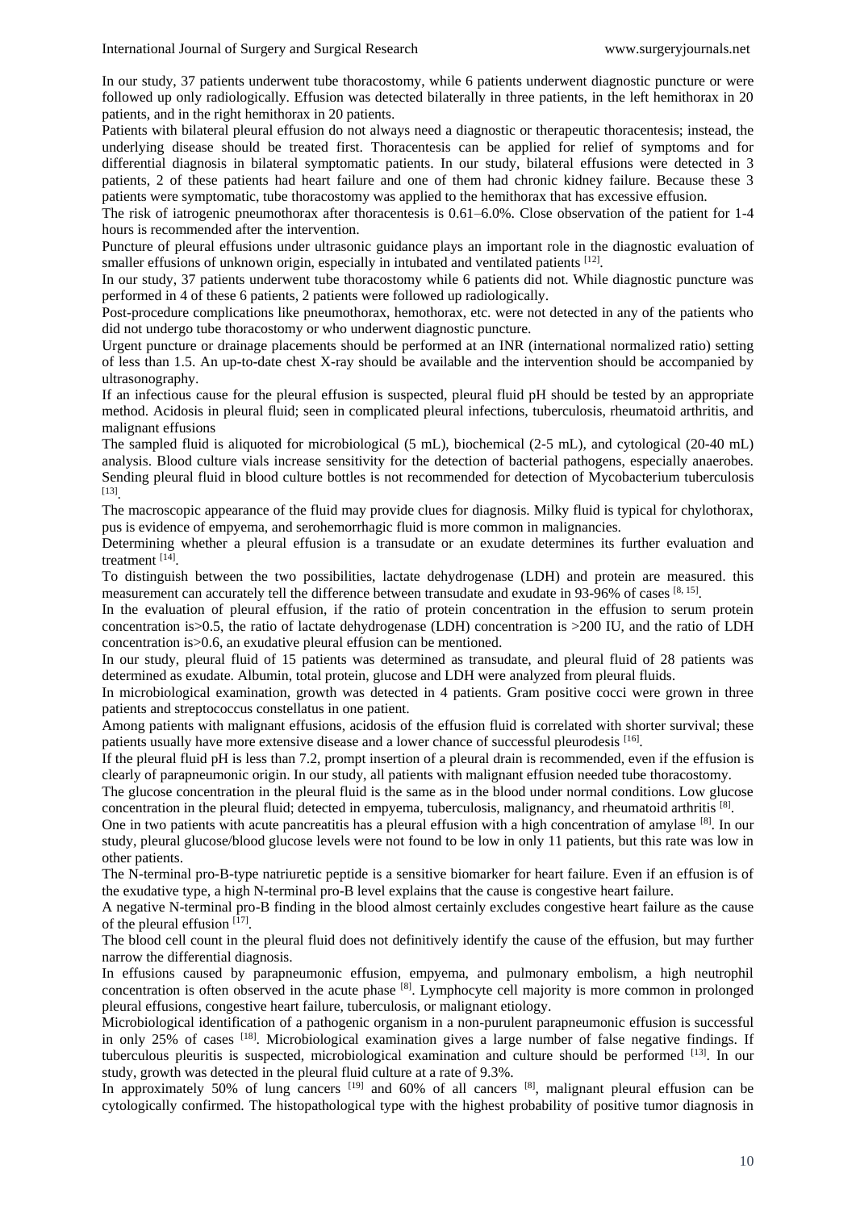In our study, 37 patients underwent tube thoracostomy, while 6 patients underwent diagnostic puncture or were followed up only radiologically. Effusion was detected bilaterally in three patients, in the left hemithorax in 20 patients, and in the right hemithorax in 20 patients.

Patients with bilateral pleural effusion do not always need a diagnostic or therapeutic thoracentesis; instead, the underlying disease should be treated first. Thoracentesis can be applied for relief of symptoms and for differential diagnosis in bilateral symptomatic patients. In our study, bilateral effusions were detected in 3 patients, 2 of these patients had heart failure and one of them had chronic kidney failure. Because these 3 patients were symptomatic, tube thoracostomy was applied to the hemithorax that has excessive effusion.

The risk of iatrogenic pneumothorax after thoracentesis is 0.61–6.0%. Close observation of the patient for 1-4 hours is recommended after the intervention.

Puncture of pleural effusions under ultrasonic guidance plays an important role in the diagnostic evaluation of smaller effusions of unknown origin, especially in intubated and ventilated patients [12].

In our study, 37 patients underwent tube thoracostomy while 6 patients did not. While diagnostic puncture was performed in 4 of these 6 patients, 2 patients were followed up radiologically.

Post-procedure complications like pneumothorax, hemothorax, etc. were not detected in any of the patients who did not undergo tube thoracostomy or who underwent diagnostic puncture.

Urgent puncture or drainage placements should be performed at an INR (international normalized ratio) setting of less than 1.5. An up-to-date chest X-ray should be available and the intervention should be accompanied by ultrasonography.

If an infectious cause for the pleural effusion is suspected, pleural fluid pH should be tested by an appropriate method. Acidosis in pleural fluid; seen in complicated pleural infections, tuberculosis, rheumatoid arthritis, and malignant effusions

The sampled fluid is aliquoted for microbiological (5 mL), biochemical (2-5 mL), and cytological (20-40 mL) analysis. Blood culture vials increase sensitivity for the detection of bacterial pathogens, especially anaerobes. Sending pleural fluid in blood culture bottles is not recommended for detection of Mycobacterium tuberculosis [13].

The macroscopic appearance of the fluid may provide clues for diagnosis. Milky fluid is typical for chylothorax, pus is evidence of empyema, and serohemorrhagic fluid is more common in malignancies.

Determining whether a pleural effusion is a transudate or an exudate determines its further evaluation and treatment [14].

To distinguish between the two possibilities, lactate dehydrogenase (LDH) and protein are measured. this measurement can accurately tell the difference between transudate and exudate in 93-96% of cases [8, 15].

In the evaluation of pleural effusion, if the ratio of protein concentration in the effusion to serum protein concentration is>0.5, the ratio of lactate dehydrogenase (LDH) concentration is >200 IU, and the ratio of LDH concentration is>0.6, an exudative pleural effusion can be mentioned.

In our study, pleural fluid of 15 patients was determined as transudate, and pleural fluid of 28 patients was determined as exudate. Albumin, total protein, glucose and LDH were analyzed from pleural fluids.

In microbiological examination, growth was detected in 4 patients. Gram positive cocci were grown in three patients and streptococcus constellatus in one patient.

Among patients with malignant effusions, acidosis of the effusion fluid is correlated with shorter survival; these patients usually have more extensive disease and a lower chance of successful pleurodesis [16].

If the pleural fluid pH is less than 7.2, prompt insertion of a pleural drain is recommended, even if the effusion is clearly of parapneumonic origin. In our study, all patients with malignant effusion needed tube thoracostomy.

The glucose concentration in the pleural fluid is the same as in the blood under normal conditions. Low glucose concentration in the pleural fluid; detected in empyema, tuberculosis, malignancy, and rheumatoid arthritis [8].

One in two patients with acute pancreatitis has a pleural effusion with a high concentration of amylase [8]. In our study, pleural glucose/blood glucose levels were not found to be low in only 11 patients, but this rate was low in other patients.

The N-terminal pro-B-type natriuretic peptide is a sensitive biomarker for heart failure. Even if an effusion is of the exudative type, a high N-terminal pro-B level explains that the cause is congestive heart failure.

A negative N-terminal pro-B finding in the blood almost certainly excludes congestive heart failure as the cause of the pleural effusion [17].

The blood cell count in the pleural fluid does not definitively identify the cause of the effusion, but may further narrow the differential diagnosis.

In effusions caused by parapneumonic effusion, empyema, and pulmonary embolism, a high neutrophil concentration is often observed in the acute phase [8]. Lymphocyte cell majority is more common in prolonged pleural effusions, congestive heart failure, tuberculosis, or malignant etiology.

Microbiological identification of a pathogenic organism in a non-purulent parapneumonic effusion is successful in only 25% of cases [18]. Microbiological examination gives a large number of false negative findings. If tuberculous pleuritis is suspected, microbiological examination and culture should be performed [13]. In our study, growth was detected in the pleural fluid culture at a rate of 9.3%.

In approximately 50% of lung cancers [19] and 60% of all cancers [8], malignant pleural effusion can be cytologically confirmed. The histopathological type with the highest probability of positive tumor diagnosis in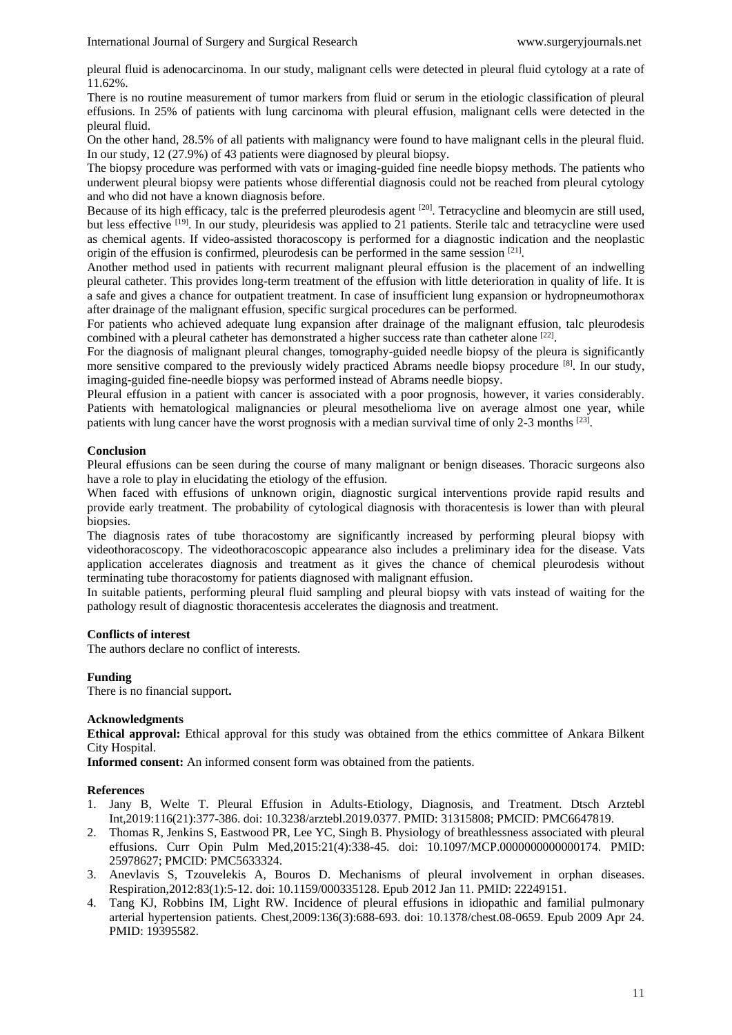pleural fluid is adenocarcinoma. In our study, malignant cells were detected in pleural fluid cytology at a rate of 11.62%.

There is no routine measurement of tumor markers from fluid or serum in the etiologic classification of pleural effusions. In 25% of patients with lung carcinoma with pleural effusion, malignant cells were detected in the pleural fluid.

On the other hand, 28.5% of all patients with malignancy were found to have malignant cells in the pleural fluid. In our study, 12 (27.9%) of 43 patients were diagnosed by pleural biopsy.

The biopsy procedure was performed with vats or imaging-guided fine needle biopsy methods. The patients who underwent pleural biopsy were patients whose differential diagnosis could not be reached from pleural cytology and who did not have a known diagnosis before.

Because of its high efficacy, talc is the preferred pleurodesis agent [20]. Tetracycline and bleomycin are still used, but less effective [19]. In our study, pleuridesis was applied to 21 patients. Sterile talc and tetracycline were used as chemical agents. If video-assisted thoracoscopy is performed for a diagnostic indication and the neoplastic origin of the effusion is confirmed, pleurodesis can be performed in the same session [21].

Another method used in patients with recurrent malignant pleural effusion is the placement of an indwelling pleural catheter. This provides long-term treatment of the effusion with little deterioration in quality of life. It is a safe and gives a chance for outpatient treatment. In case of insufficient lung expansion or hydropneumothorax after drainage of the malignant effusion, specific surgical procedures can be performed.

For patients who achieved adequate lung expansion after drainage of the malignant effusion, talc pleurodesis combined with a pleural catheter has demonstrated a higher success rate than catheter alone [22].

For the diagnosis of malignant pleural changes, tomography-guided needle biopsy of the pleura is significantly more sensitive compared to the previously widely practiced Abrams needle biopsy procedure [8]. In our study, imaging-guided fine-needle biopsy was performed instead of Abrams needle biopsy.

Pleural effusion in a patient with cancer is associated with a poor prognosis, however, it varies considerably. Patients with hematological malignancies or pleural mesothelioma live on average almost one year, while patients with lung cancer have the worst prognosis with a median survival time of only 2-3 months [23].

## Conclusion

Pleural effusions can be seen during the course of many malignant or benign diseases. Thoracic surgeons also have a role to play in elucidating the etiology of the effusion.

When faced with effusions of unknown origin, diagnostic surgical interventions provide rapid results and provide early treatment. The probability of cytological diagnosis with thoracentesis is lower than with pleural biopsies.

The diagnosis rates of tube thoracostomy are significantly increased by performing pleural biopsy with videothoracoscopy. The videothoracoscopic appearance also includes a preliminary idea for the disease. Vats application accelerates diagnosis and treatment as it gives the chance of chemical pleurodesis without terminating tube thoracostomy for patients diagnosed with malignant effusion.

In suitable patients, performing pleural fluid sampling and pleural biopsy with vats instead of waiting for the pathology result of diagnostic thoracentesis accelerates the diagnosis and treatment.

## Conflicts of interest

The authors declare no conflict of interests.

## Funding

There is no financial support**.**

## Acknowledgments

**Ethical approval:** Ethical approval for this study was obtained from the ethics committee of Ankara Bilkent City Hospital.

**Informed consent:** An informed consent form was obtained from the patients.

## References

1. Jany B, Welte T. Pleural Effusion in Adults-Etiology, Diagnosis, and Treatment. Dtsch Arztebl Int,2019:116(21):377-386. doi: 10.3238/arztebl.2019.0377. PMID: 31315808; PMCID: PMC6647819.
2. Thomas R, Jenkins S, Eastwood PR, Lee YC, Singh B. Physiology of breathlessness associated with pleural effusions. Curr Opin Pulm Med,2015:21(4):338-45. doi: 10.1097/MCP.0000000000000174. PMID: 25978627; PMCID: PMC5633324.
3. Anevlavis S, Tzouvelekis A, Bouros D. Mechanisms of pleural involvement in orphan diseases. Respiration,2012:83(1):5-12. doi: 10.1159/000335128. Epub 2012 Jan 11. PMID: 22249151.
4. Tang KJ, Robbins IM, Light RW. Incidence of pleural effusions in idiopathic and familial pulmonary arterial hypertension patients. Chest,2009:136(3):688-693. doi: 10.1378/chest.08-0659. Epub 2009 Apr 24. PMID: 19395582.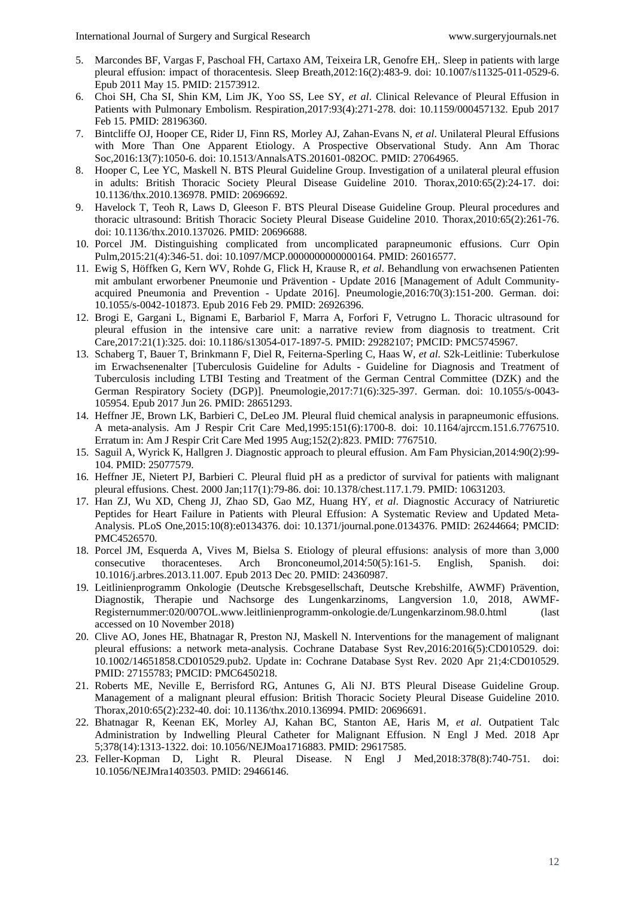5. Marcondes BF, Vargas F, Paschoal FH, Cartaxo AM, Teixeira LR, Genofre EH,. Sleep in patients with large pleural effusion: impact of thoracentesis. Sleep Breath,2012:16(2):483-9. doi: 10.1007/s11325-011-0529-6. Epub 2011 May 15. PMID: 21573912.
6. Choi SH, Cha SI, Shin KM, Lim JK, Yoo SS, Lee SY, *et al*. Clinical Relevance of Pleural Effusion in Patients with Pulmonary Embolism. Respiration,2017:93(4):271-278. doi: 10.1159/000457132. Epub 2017 Feb 15. PMID: 28196360.
7. Bintcliffe OJ, Hooper CE, Rider IJ, Finn RS, Morley AJ, Zahan-Evans N, *et al*. Unilateral Pleural Effusions with More Than One Apparent Etiology. A Prospective Observational Study. Ann Am Thorac Soc,2016:13(7):1050-6. doi: 10.1513/AnnalsATS.201601-082OC. PMID: 27064965.
8. Hooper C, Lee YC, Maskell N. BTS Pleural Guideline Group. Investigation of a unilateral pleural effusion in adults: British Thoracic Society Pleural Disease Guideline 2010. Thorax,2010:65(2):24-17. doi: 10.1136/thx.2010.136978. PMID: 20696692.
9. Havelock T, Teoh R, Laws D, Gleeson F. BTS Pleural Disease Guideline Group. Pleural procedures and thoracic ultrasound: British Thoracic Society Pleural Disease Guideline 2010. Thorax,2010:65(2):261-76. doi: 10.1136/thx.2010.137026. PMID: 20696688.
10. Porcel JM. Distinguishing complicated from uncomplicated parapneumonic effusions. Curr Opin Pulm,2015:21(4):346-51. doi: 10.1097/MCP.0000000000000164. PMID: 26016577.
11. Ewig S, Höffken G, Kern WV, Rohde G, Flick H, Krause R, *et al*. Behandlung von erwachsenen Patienten mit ambulant erworbener Pneumonie und Prävention - Update 2016 [Management of Adult Community-acquired Pneumonia and Prevention - Update 2016]. Pneumologie,2016:70(3):151-200. German. doi: 10.1055/s-0042-101873. Epub 2016 Feb 29. PMID: 26926396.
12. Brogi E, Gargani L, Bignami E, Barbariol F, Marra A, Forfori F, Vetrugno L. Thoracic ultrasound for pleural effusion in the intensive care unit: a narrative review from diagnosis to treatment. Crit Care,2017:21(1):325. doi: 10.1186/s13054-017-1897-5. PMID: 29282107; PMCID: PMC5745967.
13. Schaberg T, Bauer T, Brinkmann F, Diel R, Feiterna-Sperling C, Haas W, *et al.* S2k-Leitlinie: Tuberkulose im Erwachsenenalter [Tuberculosis Guideline for Adults - Guideline for Diagnosis and Treatment of Tuberculosis including LTBI Testing and Treatment of the German Central Committee (DZK) and the German Respiratory Society (DGP)]. Pneumologie,2017:71(6):325-397. German. doi: 10.1055/s-0043-105954. Epub 2017 Jun 26. PMID: 28651293.
14. Heffner JE, Brown LK, Barbieri C, DeLeo JM. Pleural fluid chemical analysis in parapneumonic effusions. A meta-analysis. Am J Respir Crit Care Med,1995:151(6):1700-8. doi: 10.1164/ajrccm.151.6.7767510. Erratum in: Am J Respir Crit Care Med 1995 Aug;152(2):823. PMID: 7767510.
15. Saguil A, Wyrick K, Hallgren J. Diagnostic approach to pleural effusion. Am Fam Physician,2014:90(2):99-104. PMID: 25077579.
16. Heffner JE, Nietert PJ, Barbieri C. Pleural fluid pH as a predictor of survival for patients with malignant pleural effusions. Chest. 2000 Jan;117(1):79-86. doi: 10.1378/chest.117.1.79. PMID: 10631203.
17. Han ZJ, Wu XD, Cheng JJ, Zhao SD, Gao MZ, Huang HY, *et al*. Diagnostic Accuracy of Natriuretic Peptides for Heart Failure in Patients with Pleural Effusion: A Systematic Review and Updated Meta-Analysis. PLoS One,2015:10(8):e0134376. doi: 10.1371/journal.pone.0134376. PMID: 26244664; PMCID: PMC4526570.
18. Porcel JM, Esquerda A, Vives M, Bielsa S. Etiology of pleural effusions: analysis of more than 3,000 consecutive thoracenteses. Arch Bronconeumol,2014:50(5):161-5. English, Spanish. doi: 10.1016/j.arbres.2013.11.007. Epub 2013 Dec 20. PMID: 24360987.
19. Leitlinienprogramm Onkologie (Deutsche Krebsgesellschaft, Deutsche Krebshilfe, AWMF) Prävention, Diagnostik, Therapie und Nachsorge des Lungenkarzinoms, Langversion 1.0, 2018, AWMF-Registernummer:020/007OL.www.leitlinienprogramm-onkologie.de/Lungenkarzinom.98.0.html (last accessed on 10 November 2018)
20. Clive AO, Jones HE, Bhatnagar R, Preston NJ, Maskell N. Interventions for the management of malignant pleural effusions: a network meta-analysis. Cochrane Database Syst Rev,2016:2016(5):CD010529. doi: 10.1002/14651858.CD010529.pub2. Update in: Cochrane Database Syst Rev. 2020 Apr 21;4:CD010529. PMID: 27155783; PMCID: PMC6450218.
21. Roberts ME, Neville E, Berrisford RG, Antunes G, Ali NJ. BTS Pleural Disease Guideline Group. Management of a malignant pleural effusion: British Thoracic Society Pleural Disease Guideline 2010. Thorax,2010:65(2):232-40. doi: 10.1136/thx.2010.136994. PMID: 20696691.
22. Bhatnagar R, Keenan EK, Morley AJ, Kahan BC, Stanton AE, Haris M, *et al*. Outpatient Talc Administration by Indwelling Pleural Catheter for Malignant Effusion. N Engl J Med. 2018 Apr 5;378(14):1313-1322. doi: 10.1056/NEJMoa1716883. PMID: 29617585.
23. Feller-Kopman D, Light R. Pleural Disease. N Engl J Med,2018:378(8):740-751. doi: 10.1056/NEJMra1403503. PMID: 29466146.